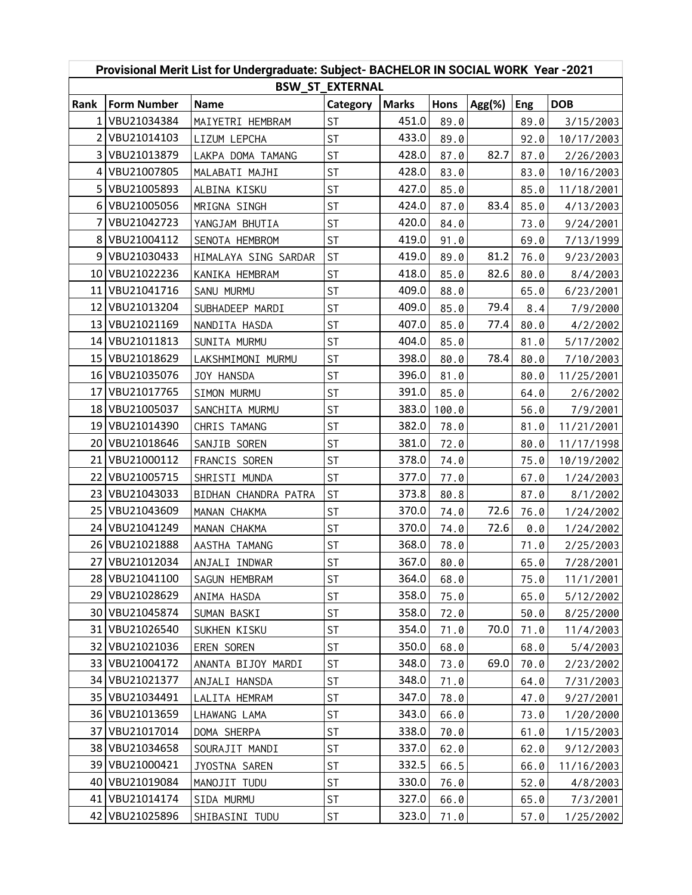| Provisional Merit List for Undergraduate: Subject- BACHELOR IN SOCIAL WORK Year -2021 | | | | | | | | |
|---|---|---|---|---|---|---|---|---|
| BSW_ST_EXTERNAL | | | | | | | | |
| Rank | Form Number | Name | Category | Marks | Hons | Agg(%) | Eng | DOB |
| 1 | VBU21034384 | MAIYETRI HEMBRAM | ST | 451.0 | 89.0 | | 89.0 | 3/15/2003 |
| 2 | VBU21014103 | LIZUM LEPCHA | ST | 433.0 | 89.0 | | 92.0 | 10/17/2003 |
| 3 | VBU21013879 | LAKPA DOMA TAMANG | ST | 428.0 | 87.0 | 82.7 | 87.0 | 2/26/2003 |
| 4 | VBU21007805 | MALABATI MAJHI | ST | 428.0 | 83.0 | | 83.0 | 10/16/2003 |
| 5 | VBU21005893 | ALBINA KISKU | ST | 427.0 | 85.0 | | 85.0 | 11/18/2001 |
| 6 | VBU21005056 | MRIGNA SINGH | ST | 424.0 | 87.0 | 83.4 | 85.0 | 4/13/2003 |
| 7 | VBU21042723 | YANGJAM BHUTIA | ST | 420.0 | 84.0 | | 73.0 | 9/24/2001 |
| 8 | VBU21004112 | SENOTA HEMBROM | ST | 419.0 | 91.0 | | 69.0 | 7/13/1999 |
| 9 | VBU21030433 | HIMALAYA SING SARDAR | ST | 419.0 | 89.0 | 81.2 | 76.0 | 9/23/2003 |
| 10 | VBU21022236 | KANIKA HEMBRAM | ST | 418.0 | 85.0 | 82.6 | 80.0 | 8/4/2003 |
| 11 | VBU21041716 | SANU MURMU | ST | 409.0 | 88.0 | | 65.0 | 6/23/2001 |
| 12 | VBU21013204 | SUBHADEEP MARDI | ST | 409.0 | 85.0 | 79.4 | 8.4 | 7/9/2000 |
| 13 | VBU21021169 | NANDITA HASDA | ST | 407.0 | 85.0 | 77.4 | 80.0 | 4/2/2002 |
| 14 | VBU21011813 | SUNITA MURMU | ST | 404.0 | 85.0 | | 81.0 | 5/17/2002 |
| 15 | VBU21018629 | LAKSHMIMONI MURMU | ST | 398.0 | 80.0 | 78.4 | 80.0 | 7/10/2003 |
| 16 | VBU21035076 | JOY HANSDA | ST | 396.0 | 81.0 | | 80.0 | 11/25/2001 |
| 17 | VBU21017765 | SIMON MURMU | ST | 391.0 | 85.0 | | 64.0 | 2/6/2002 |
| 18 | VBU21005037 | SANCHITA MURMU | ST | 383.0 | 100.0 | | 56.0 | 7/9/2001 |
| 19 | VBU21014390 | CHRIS TAMANG | ST | 382.0 | 78.0 | | 81.0 | 11/21/2001 |
| 20 | VBU21018646 | SANJIB SOREN | ST | 381.0 | 72.0 | | 80.0 | 11/17/1998 |
| 21 | VBU21000112 | FRANCIS SOREN | ST | 378.0 | 74.0 | | 75.0 | 10/19/2002 |
| 22 | VBU21005715 | SHRISTI MUNDA | ST | 377.0 | 77.0 | | 67.0 | 1/24/2003 |
| 23 | VBU21043033 | BIDHAN CHANDRA PATRA | ST | 373.8 | 80.8 | | 87.0 | 8/1/2002 |
| 25 | VBU21043609 | MANAN CHAKMA | ST | 370.0 | 74.0 | 72.6 | 76.0 | 1/24/2002 |
| 24 | VBU21041249 | MANAN CHAKMA | ST | 370.0 | 74.0 | 72.6 | 0.0 | 1/24/2002 |
| 26 | VBU21021888 | AASTHA TAMANG | ST | 368.0 | 78.0 | | 71.0 | 2/25/2003 |
| 27 | VBU21012034 | ANJALI INDWAR | ST | 367.0 | 80.0 | | 65.0 | 7/28/2001 |
| 28 | VBU21041100 | SAGUN HEMBRAM | ST | 364.0 | 68.0 | | 75.0 | 11/1/2001 |
| 29 | VBU21028629 | ANIMA HASDA | ST | 358.0 | 75.0 | | 65.0 | 5/12/2002 |
| 30 | VBU21045874 | SUMAN BASKI | ST | 358.0 | 72.0 | | 50.0 | 8/25/2000 |
| 31 | VBU21026540 | SUKHEN KISKU | ST | 354.0 | 71.0 | 70.0 | 71.0 | 11/4/2003 |
| 32 | VBU21021036 | EREN SOREN | ST | 350.0 | 68.0 | | 68.0 | 5/4/2003 |
| 33 | VBU21004172 | ANANTA BIJOY MARDI | ST | 348.0 | 73.0 | 69.0 | 70.0 | 2/23/2002 |
| 34 | VBU21021377 | ANJALI HANSDA | ST | 348.0 | 71.0 | | 64.0 | 7/31/2003 |
| 35 | VBU21034491 | LALITA HEMRAM | ST | 347.0 | 78.0 | | 47.0 | 9/27/2001 |
| 36 | VBU21013659 | LHAWANG LAMA | ST | 343.0 | 66.0 | | 73.0 | 1/20/2000 |
| 37 | VBU21017014 | DOMA SHERPA | ST | 338.0 | 70.0 | | 61.0 | 1/15/2003 |
| 38 | VBU21034658 | SOURAJIT MANDI | ST | 337.0 | 62.0 | | 62.0 | 9/12/2003 |
| 39 | VBU21000421 | JYOSTNA SAREN | ST | 332.5 | 66.5 | | 66.0 | 11/16/2003 |
| 40 | VBU21019084 | MANOJIT TUDU | ST | 330.0 | 76.0 | | 52.0 | 4/8/2003 |
| 41 | VBU21014174 | SIDA MURMU | ST | 327.0 | 66.0 | | 65.0 | 7/3/2001 |
| 42 | VBU21025896 | SHIBASINI TUDU | ST | 323.0 | 71.0 | | 57.0 | 1/25/2002 |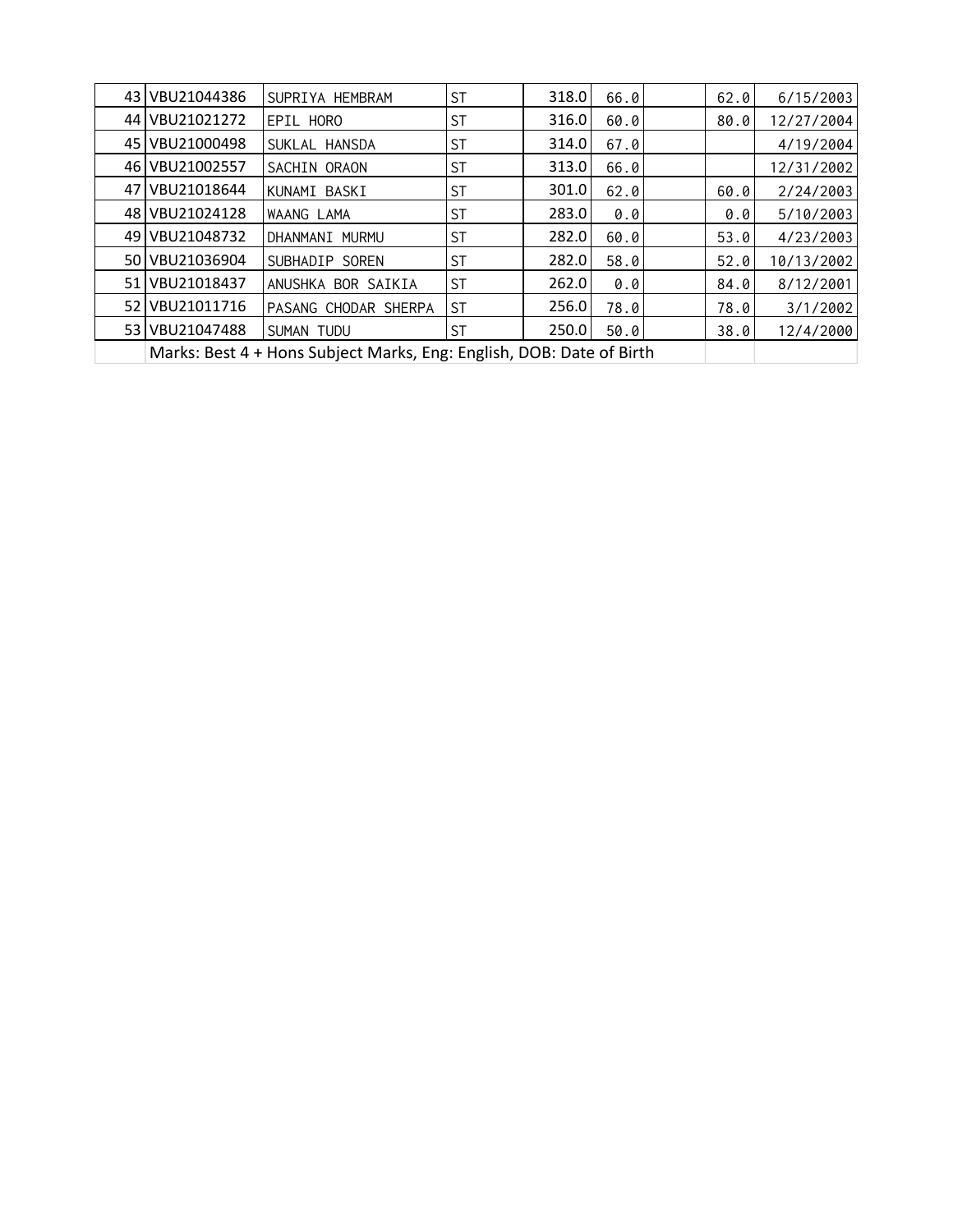| | | | | | | | | |
|---|---|---|---|---|---|---|---|---|
| 43 | VBU21044386 | SUPRIYA HEMBRAM | ST | 318.0 | 66.0 | | 62.0 | 6/15/2003 |
| 44 | VBU21021272 | EPIL HORO | ST | 316.0 | 60.0 | | 80.0 | 12/27/2004 |
| 45 | VBU21000498 | SUKLAL HANSDA | ST | 314.0 | 67.0 | | | 4/19/2004 |
| 46 | VBU21002557 | SACHIN ORAON | ST | 313.0 | 66.0 | | | 12/31/2002 |
| 47 | VBU21018644 | KUNAMI BASKI | ST | 301.0 | 62.0 | | 60.0 | 2/24/2003 |
| 48 | VBU21024128 | WAANG LAMA | ST | 283.0 | 0.0 | | 0.0 | 5/10/2003 |
| 49 | VBU21048732 | DHANMANI MURMU | ST | 282.0 | 60.0 | | 53.0 | 4/23/2003 |
| 50 | VBU21036904 | SUBHADIP SOREN | ST | 282.0 | 58.0 | | 52.0 | 10/13/2002 |
| 51 | VBU21018437 | ANUSHKA BOR SAIKIA | ST | 262.0 | 0.0 | | 84.0 | 8/12/2001 |
| 52 | VBU21011716 | PASANG CHODAR SHERPA | ST | 256.0 | 78.0 | | 78.0 | 3/1/2002 |
| 53 | VBU21047488 | SUMAN TUDU | ST | 250.0 | 50.0 | | 38.0 | 12/4/2000 |
| | Marks: Best 4 + Hons Subject Marks, Eng: English, DOB: Date of Birth | | | | | | | |